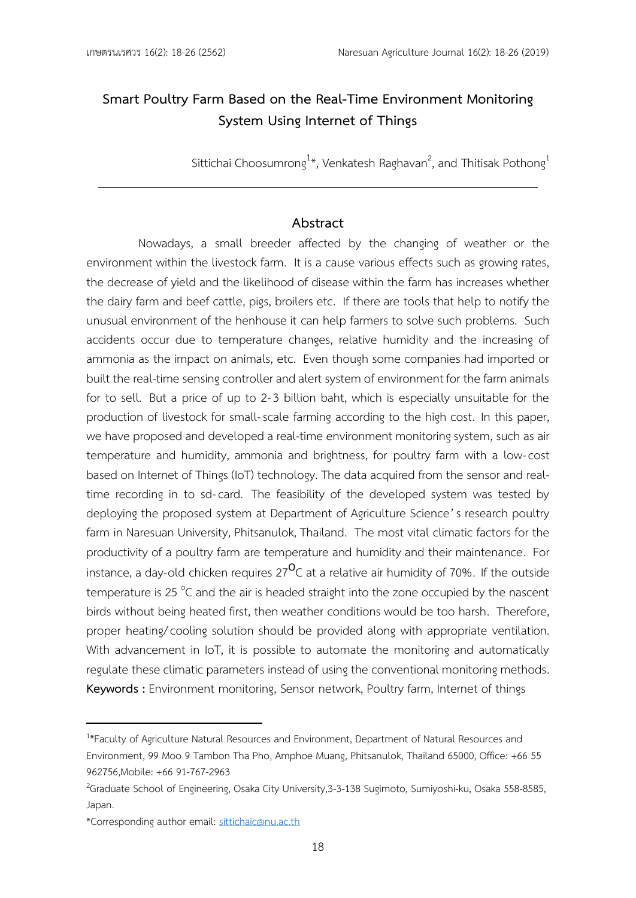# Smart Poultry Farm Based on the Real-Time Environment Monitoring System Using Internet of Things

Sittichai Choosumrong[1]*, Venkatesh Raghavan[2], and Thitisak Pothong[1]

## Abstract

Nowadays, a small breeder affected by the changing of weather or the environment within the livestock farm. It is a cause various effects such as growing rates, the decrease of yield and the likelihood of disease within the farm has increases whether the dairy farm and beef cattle, pigs, broilers etc. If there are tools that help to notify the unusual environment of the henhouse it can help farmers to solve such problems. Such accidents occur due to temperature changes, relative humidity and the increasing of ammonia as the impact on animals, etc. Even though some companies had imported or built the real-time sensing controller and alert system of environment for the farm animals for to sell. But a price of up to 2-3 billion baht, which is especially unsuitable for the production of livestock for small-scale farming according to the high cost. In this paper, we have proposed and developed a real-time environment monitoring system, such as air temperature and humidity, ammonia and brightness, for poultry farm with a low-cost based on Internet of Things (IoT) technology. The data acquired from the sensor and real-time recording in to sd-card. The feasibility of the developed system was tested by deploying the proposed system at Department of Agriculture Science's research poultry farm in Naresuan University, Phitsanulok, Thailand. The most vital climatic factors for the productivity of a poultry farm are temperature and humidity and their maintenance. For instance, a day-old chicken requires 27$^{o}$C at a relative air humidity of 70%. If the outside temperature is 25 $^{\circ}$C and the air is headed straight into the zone occupied by the nascent birds without being heated first, then weather conditions would be too harsh. Therefore, proper heating/cooling solution should be provided along with appropriate ventilation. With advancement in IoT, it is possible to automate the monitoring and automatically regulate these climatic parameters instead of using the conventional monitoring methods.

**Keywords :** Environment monitoring, Sensor network, Poultry farm, Internet of things

---

[1]*Faculty of Agriculture Natural Resources and Environment, Department of Natural Resources and Environment, 99 Moo 9 Tambon Tha Pho, Amphoe Muang, Phitsanulok, Thailand 65000, Office: +66 55 962756,Mobile: +66 91-767-2963

[2]Graduate School of Engineering, Osaka City University,3-3-138 Sugimoto, Sumiyoshi-ku, Osaka 558-8585, Japan.

*Corresponding author email: sittichaic@nu.ac.th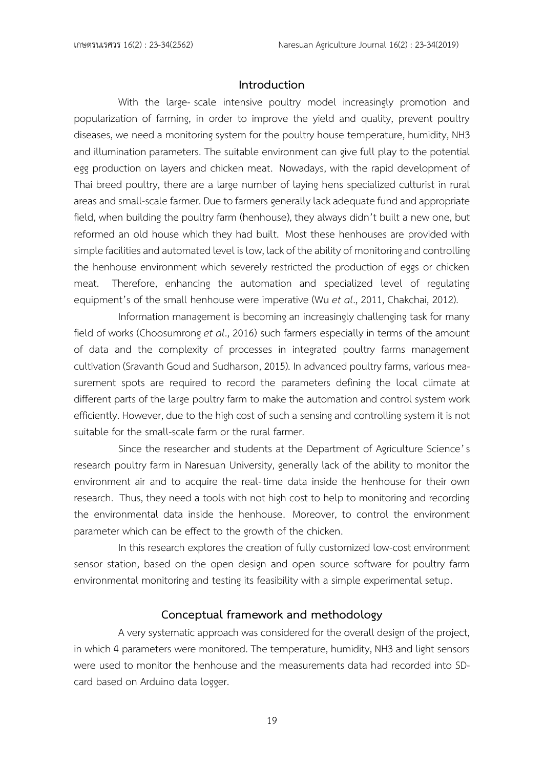## Introduction

With the large- scale intensive poultry model increasingly promotion and popularization of farming, in order to improve the yield and quality, prevent poultry diseases, we need a monitoring system for the poultry house temperature, humidity, $NH_3$ and illumination parameters. The suitable environment can give full play to the potential egg production on layers and chicken meat. Nowadays, with the rapid development of Thai breed poultry, there are a large number of laying hens specialized culturist in rural areas and small-scale farmer. Due to farmers generally lack adequate fund and appropriate field, when building the poultry farm (henhouse), they always didn't built a new one, but reformed an old house which they had built. Most these henhouses are provided with simple facilities and automated level is low, lack of the ability of monitoring and controlling the henhouse environment which severely restricted the production of eggs or chicken meat. Therefore, enhancing the automation and specialized level of regulating equipment's of the small henhouse were imperative (Wu *et al*., 2011, Chakchai, 2012).

Information management is becoming an increasingly challenging task for many field of works (Choosumrong *et al*., 2016) such farmers especially in terms of the amount of data and the complexity of processes in integrated poultry farms management cultivation (Sravanth Goud and Sudharson, 2015). In advanced poultry farms, various measurement spots are required to record the parameters defining the local climate at different parts of the large poultry farm to make the automation and control system work efficiently. However, due to the high cost of such a sensing and controlling system it is not suitable for the small-scale farm or the rural farmer.

Since the researcher and students at the Department of Agriculture Science's research poultry farm in Naresuan University, generally lack of the ability to monitor the environment air and to acquire the real-time data inside the henhouse for their own research. Thus, they need a tools with not high cost to help to monitoring and recording the environmental data inside the henhouse. Moreover, to control the environment parameter which can be effect to the growth of the chicken.

In this research explores the creation of fully customized low-cost environment sensor station, based on the open design and open source software for poultry farm environmental monitoring and testing its feasibility with a simple experimental setup.

## Conceptual framework and methodology

A very systematic approach was considered for the overall design of the project, in which 4 parameters were monitored. The temperature, humidity, $NH_3$ and light sensors were used to monitor the henhouse and the measurements data had recorded into SD-card based on Arduino data logger.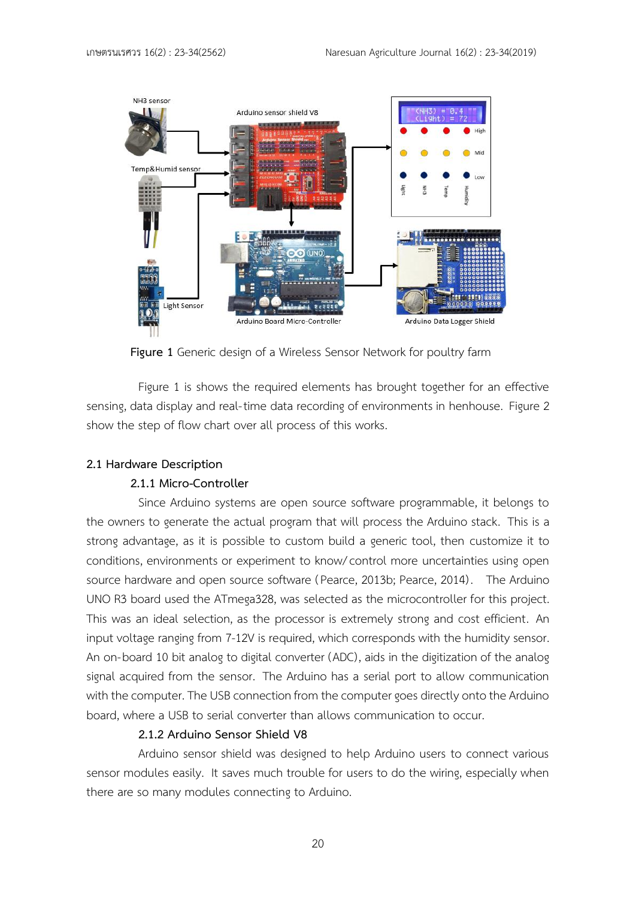**Figure 1** Generic design of a Wireless Sensor Network for poultry farm

Figure 1 is shows the required elements has brought together for an effective sensing, data display and real-time data recording of environments in henhouse. Figure 2 show the step of flow chart over all process of this works.

## 2.1 Hardware Description

### 2.1.1 Micro-Controller

Since Arduino systems are open source software programmable, it belongs to the owners to generate the actual program that will process the Arduino stack. This is a strong advantage, as it is possible to custom build a generic tool, then customize it to conditions, environments or experiment to know/control more uncertainties using open source hardware and open source software (Pearce, 2013b; Pearce, 2014). The Arduino UNO R3 board used the ATmega328, was selected as the microcontroller for this project. This was an ideal selection, as the processor is extremely strong and cost efficient. An input voltage ranging from 7-12V is required, which corresponds with the humidity sensor. An on-board 10 bit analog to digital converter (ADC), aids in the digitization of the analog signal acquired from the sensor. The Arduino has a serial port to allow communication with the computer. The USB connection from the computer goes directly onto the Arduino board, where a USB to serial converter than allows communication to occur.

### 2.1.2 Arduino Sensor Shield V8

Arduino sensor shield was designed to help Arduino users to connect various sensor modules easily. It saves much trouble for users to do the wiring, especially when there are so many modules connecting to Arduino.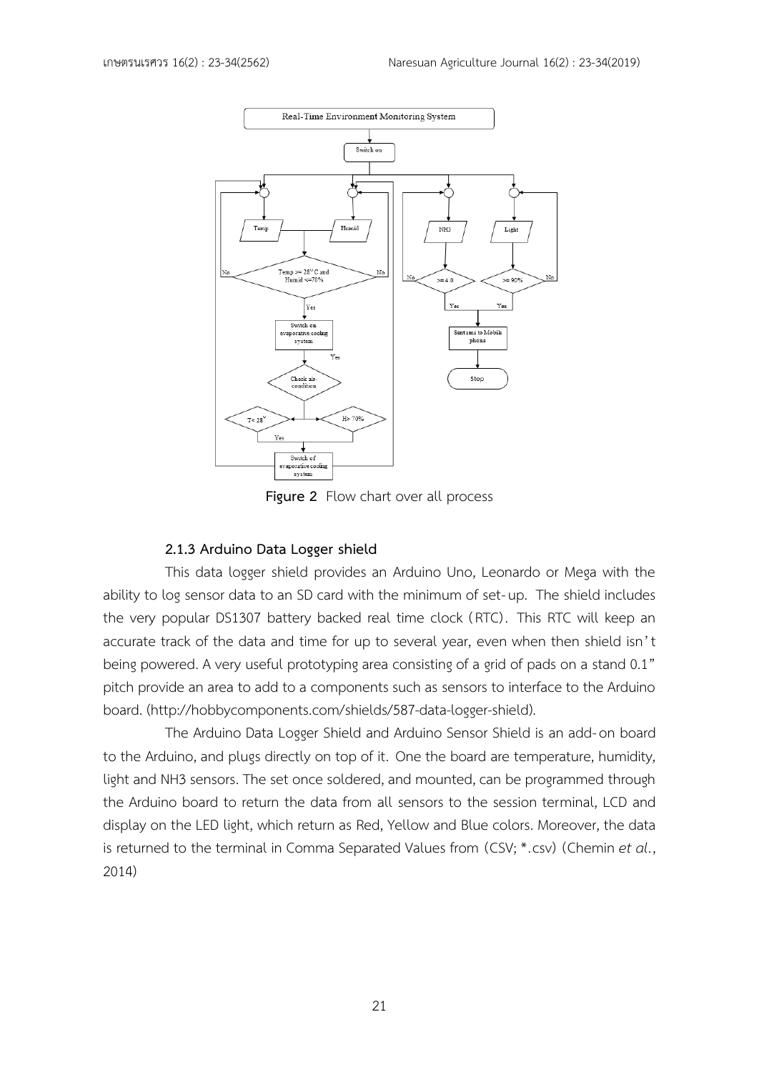Figure 2 Flow chart over all process

### 2.1.3 Arduino Data Logger shield

This data logger shield provides an Arduino Uno, Leonardo or Mega with the ability to log sensor data to an SD card with the minimum of set-up. The shield includes the very popular DS1307 battery backed real time clock (RTC). This RTC will keep an accurate track of the data and time for up to several year, even when then shield isn't being powered. A very useful prototyping area consisting of a grid of pads on a stand 0.1" pitch provide an area to add to a components such as sensors to interface to the Arduino board. (http://hobbycomponents.com/shields/587-data-logger-shield).

The Arduino Data Logger Shield and Arduino Sensor Shield is an add-on board to the Arduino, and plugs directly on top of it. One the board are temperature, humidity, light and NH3 sensors. The set once soldered, and mounted, can be programmed through the Arduino board to return the data from all sensors to the session terminal, LCD and display on the LED light, which return as Red, Yellow and Blue colors. Moreover, the data is returned to the terminal in Comma Separated Values from (CSV; *.csv) (Chemin *et al*., 2014)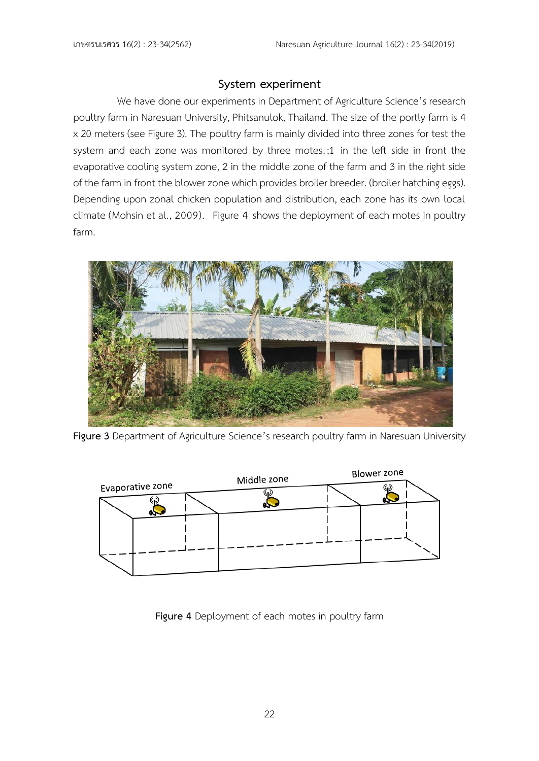## System experiment

We have done our experiments in Department of Agriculture Science's research poultry farm in Naresuan University, Phitsanulok, Thailand. The size of the portly farm is 4 x 20 meters (see Figure 3). The poultry farm is mainly divided into three zones for test the system and each zone was monitored by three motes.;1 in the left side in front the evaporative cooling system zone, 2 in the middle zone of the farm and 3 in the right side of the farm in front the blower zone which provides broiler breeder. (broiler hatching eggs). Depending upon zonal chicken population and distribution, each zone has its own local climate (Mohsin et al., 2009). Figure 4 shows the deployment of each motes in poultry farm.

**Figure 3** Department of Agriculture Science's research poultry farm in Naresuan University

**Figure 4** Deployment of each motes in poultry farm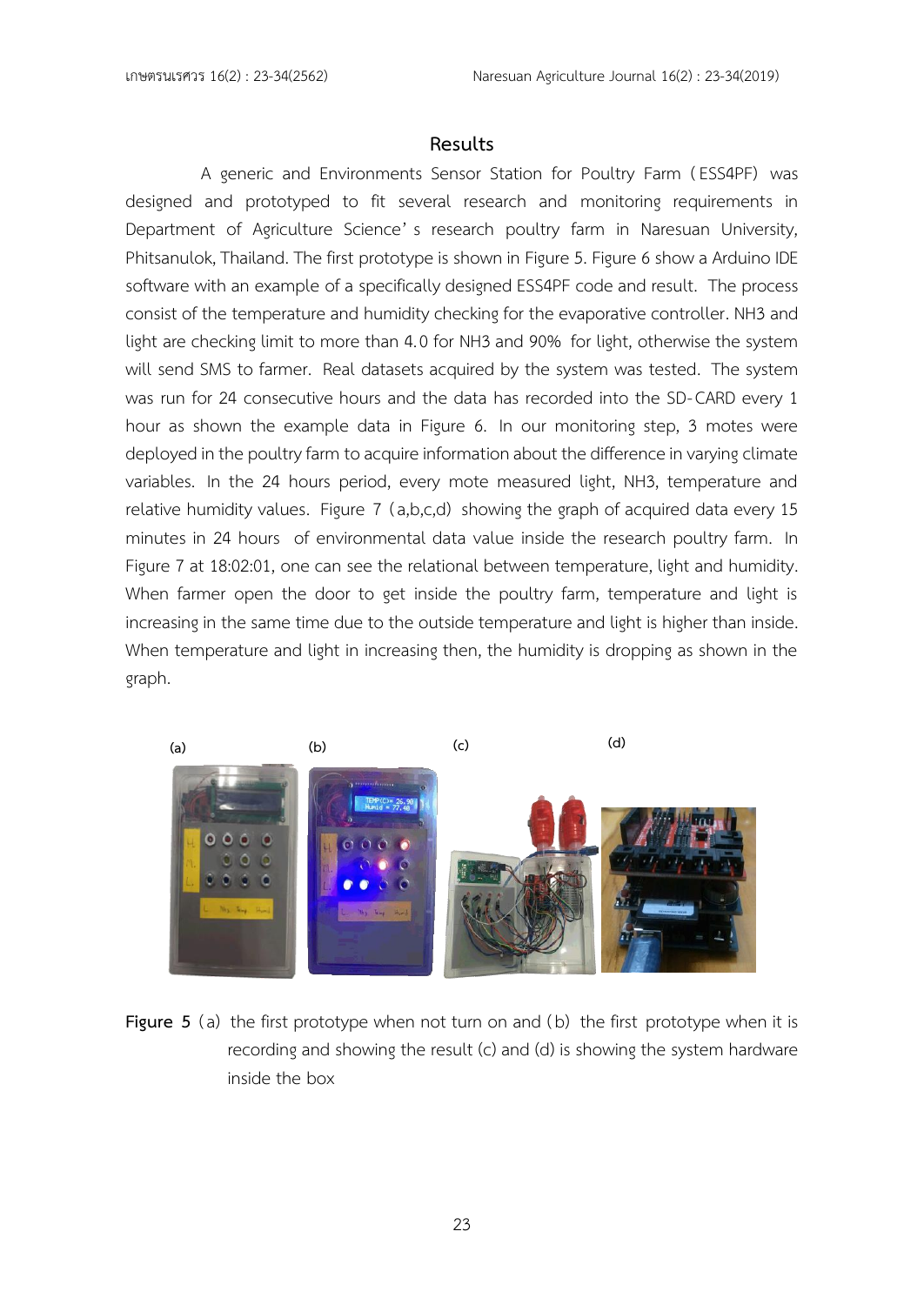## Results

A generic and Environments Sensor Station for Poultry Farm (ESS4PF) was designed and prototyped to fit several research and monitoring requirements in Department of Agriculture Science's research poultry farm in Naresuan University, Phitsanulok, Thailand. The first prototype is shown in Figure 5. Figure 6 show a Arduino IDE software with an example of a specifically designed ESS4PF code and result. The process consist of the temperature and humidity checking for the evaporative controller. NH3 and light are checking limit to more than 4.0 for NH3 and 90% for light, otherwise the system will send SMS to farmer. Real datasets acquired by the system was tested. The system was run for 24 consecutive hours and the data has recorded into the SD-CARD every 1 hour as shown the example data in Figure 6. In our monitoring step, 3 motes were deployed in the poultry farm to acquire information about the difference in varying climate variables. In the 24 hours period, every mote measured light, NH3, temperature and relative humidity values. Figure 7 (a,b,c,d) showing the graph of acquired data every 15 minutes in 24 hours of environmental data value inside the research poultry farm. In Figure 7 at 18:02:01, one can see the relational between temperature, light and humidity. When farmer open the door to get inside the poultry farm, temperature and light is increasing in the same time due to the outside temperature and light is higher than inside. When temperature and light in increasing then, the humidity is dropping as shown in the graph.

**Figure 5** (a) the first prototype when not turn on and (b) the first prototype when it is recording and showing the result (c) and (d) is showing the system hardware inside the box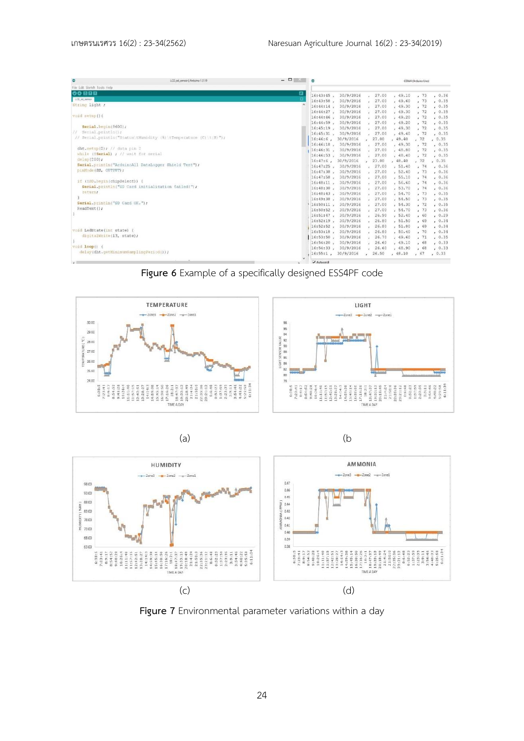Figure 6 Example of a specifically designed ESS4PF code

(a)

(b

(c)

(d)

Figure 7 Environmental parameter variations within a day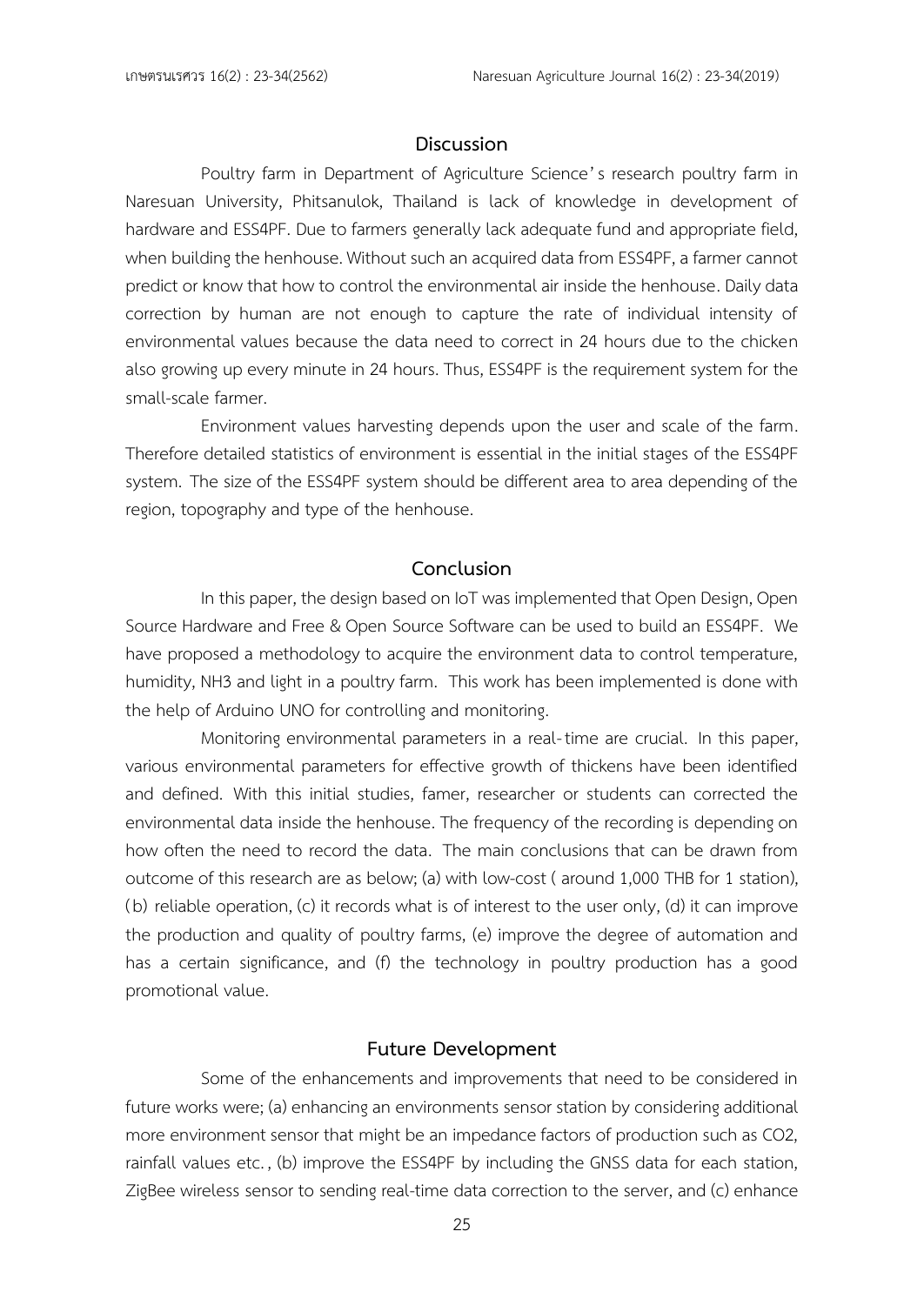## Discussion

Poultry farm in Department of Agriculture Science's research poultry farm in Naresuan University, Phitsanulok, Thailand is lack of knowledge in development of hardware and ESS4PF. Due to farmers generally lack adequate fund and appropriate field, when building the henhouse. Without such an acquired data from ESS4PF, a farmer cannot predict or know that how to control the environmental air inside the henhouse. Daily data correction by human are not enough to capture the rate of individual intensity of environmental values because the data need to correct in 24 hours due to the chicken also growing up every minute in 24 hours. Thus, ESS4PF is the requirement system for the small-scale farmer.

Environment values harvesting depends upon the user and scale of the farm. Therefore detailed statistics of environment is essential in the initial stages of the ESS4PF system. The size of the ESS4PF system should be different area to area depending of the region, topography and type of the henhouse.

## Conclusion

In this paper, the design based on IoT was implemented that Open Design, Open Source Hardware and Free & Open Source Software can be used to build an ESS4PF. We have proposed a methodology to acquire the environment data to control temperature, humidity, NH3 and light in a poultry farm. This work has been implemented is done with the help of Arduino UNO for controlling and monitoring.

Monitoring environmental parameters in a real-time are crucial. In this paper, various environmental parameters for effective growth of thickens have been identified and defined. With this initial studies, famer, researcher or students can corrected the environmental data inside the henhouse. The frequency of the recording is depending on how often the need to record the data. The main conclusions that can be drawn from outcome of this research are as below; (a) with low-cost ( around 1,000 THB for 1 station), (b) reliable operation, (c) it records what is of interest to the user only, (d) it can improve the production and quality of poultry farms, (e) improve the degree of automation and has a certain significance, and (f) the technology in poultry production has a good promotional value.

## Future Development

Some of the enhancements and improvements that need to be considered in future works were; (a) enhancing an environments sensor station by considering additional more environment sensor that might be an impedance factors of production such as CO2, rainfall values etc., (b) improve the ESS4PF by including the GNSS data for each station, ZigBee wireless sensor to sending real-time data correction to the server, and (c) enhance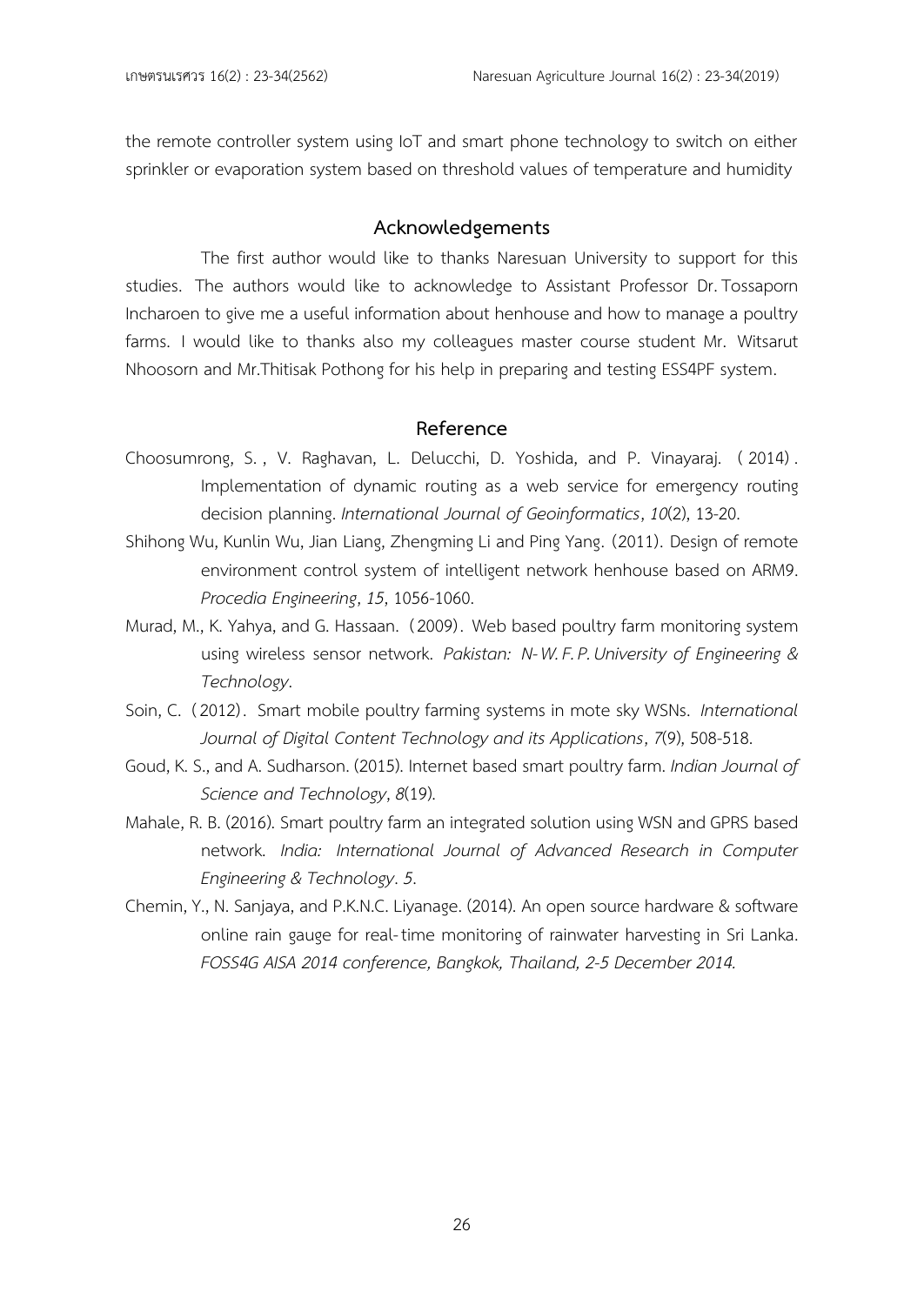the remote controller system using IoT and smart phone technology to switch on either sprinkler or evaporation system based on threshold values of temperature and humidity

## Acknowledgements

The first author would like to thanks Naresuan University to support for this studies. The authors would like to acknowledge to Assistant Professor Dr. Tossaporn Incharoen to give me a useful information about henhouse and how to manage a poultry farms. I would like to thanks also my colleagues master course student Mr. Witsarut Nhoosorn and Mr.Thitisak Pothong for his help in preparing and testing ESS4PF system.

## Reference

Choosumrong, S., V. Raghavan, L. Delucchi, D. Yoshida, and P. Vinayaraj. (2014). Implementation of dynamic routing as a web service for emergency routing decision planning. *International Journal of Geoinformatics*, *10*(2), 13-20.

Shihong Wu, Kunlin Wu, Jian Liang, Zhengming Li and Ping Yang. (2011). Design of remote environment control system of intelligent network henhouse based on ARM9. *Procedia Engineering*, *15*, 1056-1060.

Murad, M., K. Yahya, and G. Hassaan. (2009). Web based poultry farm monitoring system using wireless sensor network. *Pakistan: N-W.F.P. University of Engineering & Technology*.

Soin, C. (2012). Smart mobile poultry farming systems in mote sky WSNs. *International Journal of Digital Content Technology and its Applications*, *7*(9), 508-518.

Goud, K. S., and A. Sudharson. (2015). Internet based smart poultry farm. *Indian Journal of Science and Technology*, *8*(19).

Mahale, R. B. (2016). Smart poultry farm an integrated solution using WSN and GPRS based network. *India: International Journal of Advanced Research in Computer Engineering & Technology*. *5*.

Chemin, Y., N. Sanjaya, and P.K.N.C. Liyanage. (2014). An open source hardware & software online rain gauge for real-time monitoring of rainwater harvesting in Sri Lanka. *FOSS4G AISA 2014 conference, Bangkok, Thailand, 2-5 December 2014.*